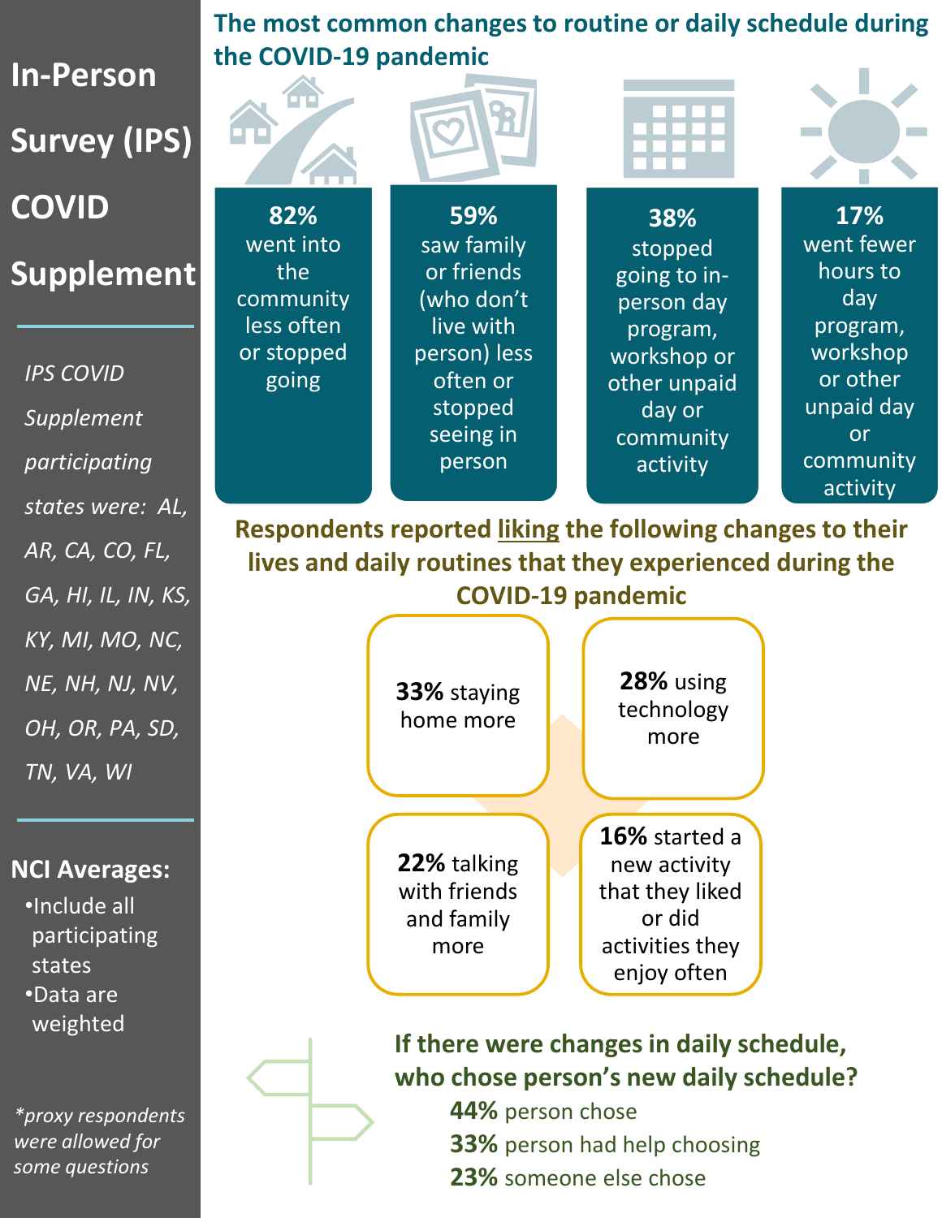# In-Person Survey (IPS) COVID Supplement

*IPS COVID Supplement participating states were: AL, AR, CA, CO, FL, GA, HI, IL, IN, KS, KY, MI, MO, NC, NE, NH, NJ, NV, OH, OR, PA, SD, TN, VA, WI*

**NCI Averages:**

- Include all participating states
- Data are weighted

*\*proxy respondents were allowed for some questions*

## The most common changes to routine or daily schedule during the COVID-19 pandemic

- **82%** went into the community less often or stopped going
- **59%** saw family or friends (who don't live with person) less often or stopped seeing in person
- **38%** stopped going to in-person day program, workshop or other unpaid day or community activity
- **17%** went fewer hours to day program, workshop or other unpaid day or community activity

## Respondents reported liking the following changes to their lives and daily routines that they experienced during the COVID-19 pandemic

- **33%** staying home more
- **28%** using technology more
- **22%** talking with friends and family more
- **16%** started a new activity that they liked or did activities they enjoy often

## If there were changes in daily schedule, who chose person's new daily schedule?

- **44%** person chose
- **33%** person had help choosing
- **23%** someone else chose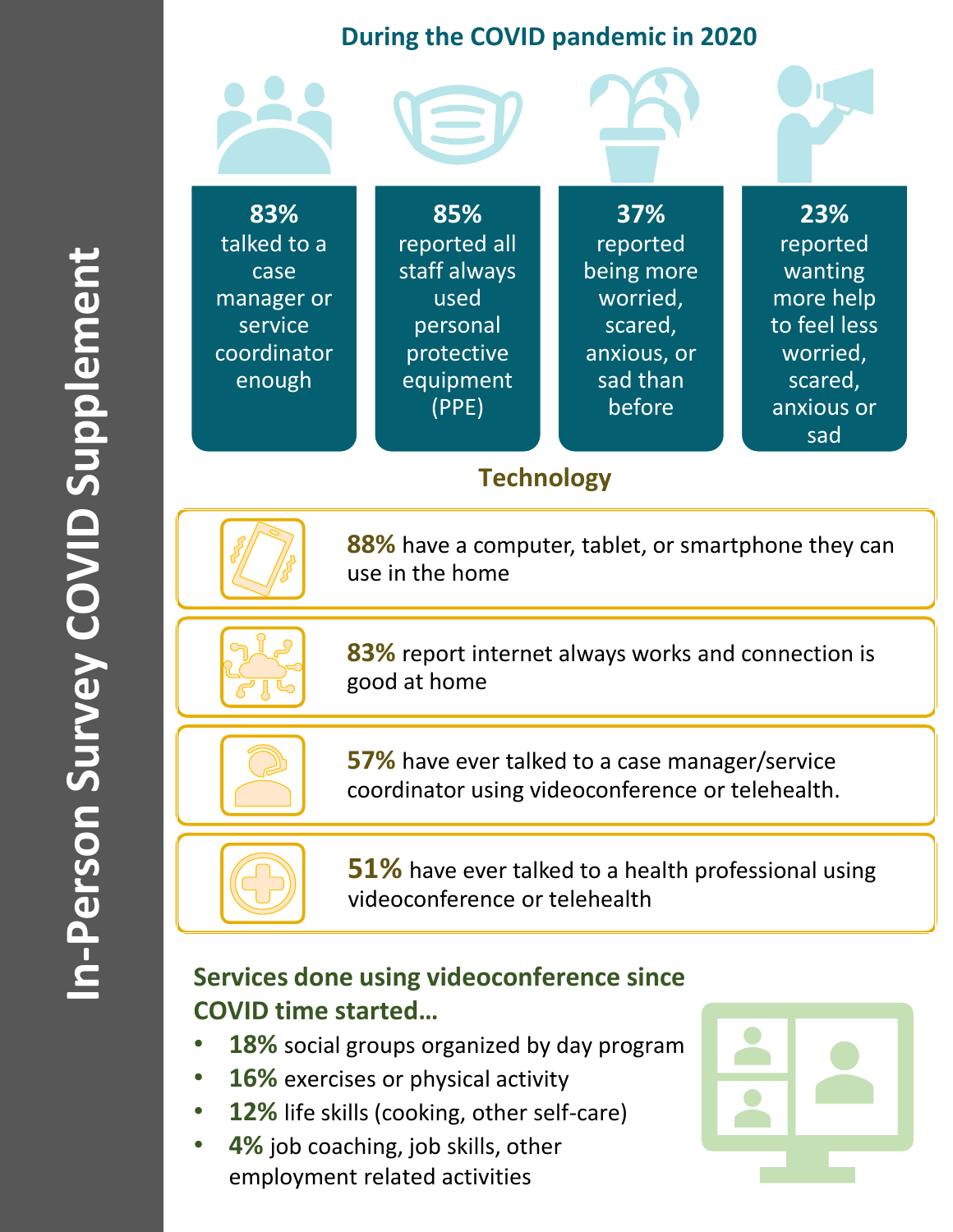# In-Person Survey COVID Supplement

## During the COVID pandemic in 2020

**83%** talked to a case manager or service coordinator enough

**85%** reported all staff always used personal protective equipment (PPE)

**37%** reported being more worried, scared, anxious, or sad than before

**23%** reported wanting more help to feel less worried, scared, anxious or sad

## Technology

**88%** have a computer, tablet, or smartphone they can use in the home

**83%** report internet always works and connection is good at home

**57%** have ever talked to a case manager/service coordinator using videoconference or telehealth.

**51%** have ever talked to a health professional using videoconference or telehealth

## Services done using videoconference since COVID time started…

- **18%** social groups organized by day program
- **16%** exercises or physical activity
- **12%** life skills (cooking, other self-care)
- **4%** job coaching, job skills, other employment related activities